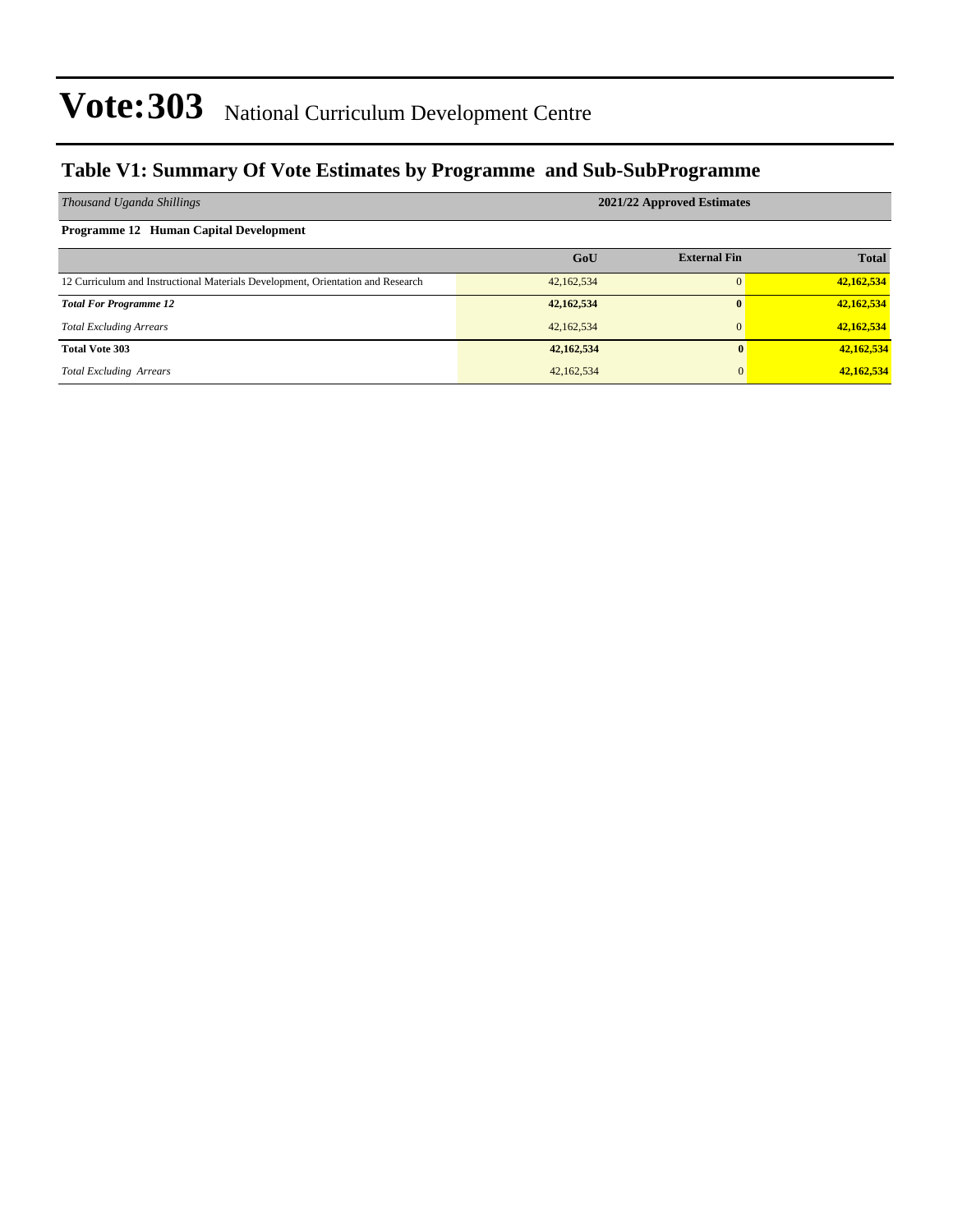# Vote:303 National Curriculum Development Centre

## Table V1: Summary Of Vote Estimates by Programme and Sub-SubProgramme

| *Thousand Uganda Shillings* | 2021/22 Approved Estimates | | |
|---|---|---|---|
| **Programme 12 Human Capital Development** | | | |
| | **GoU** | **External Fin** | **Total** |
| 12 Curriculum and Instructional Materials Development, Orientation and Research | 42,162,534 | 0 | **42,162,534** |
| ***Total For Programme 12*** | **42,162,534** | **0** | **42,162,534** |
| *Total Excluding Arrears* | 42,162,534 | 0 | **42,162,534** |
| **Total Vote 303** | **42,162,534** | **0** | **42,162,534** |
| *Total Excluding Arrears* | 42,162,534 | 0 | **42,162,534** |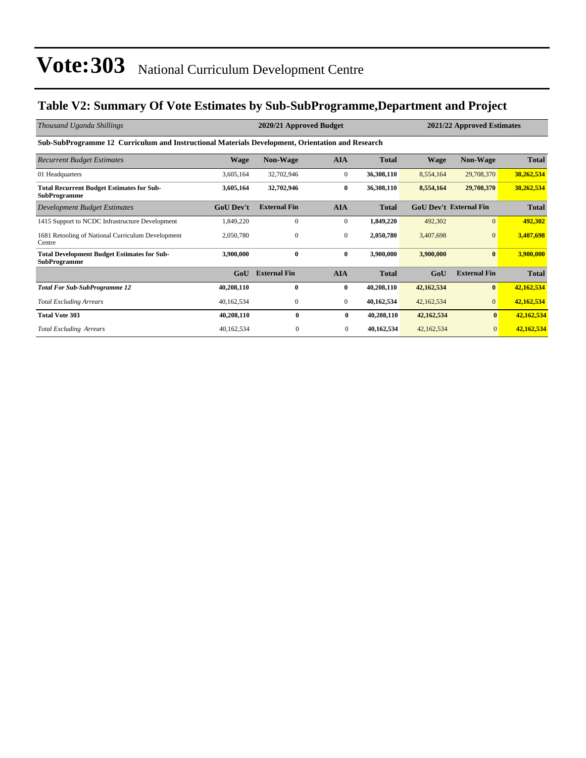# Vote:303 National Curriculum Development Centre

## Table V2: Summary Of Vote Estimates by Sub-SubProgramme,Department and Project

| *Thousand Uganda Shillings* | 2020/21 Approved Budget | | | | 2021/22 Approved Estimates | | |
|---|---|---|---|---|---|---|---|
| **Sub-SubProgramme 12 Curriculum and Instructional Materials Development, Orientation and Research** | | | | | | | |
| *Recurrent Budget Estimates* | **Wage** | **Non-Wage** | **AIA** | **Total** | **Wage** | **Non-Wage** | **Total** |
| 01 Headquarters | 3,605,164 | 32,702,946 | 0 | **36,308,110** | 8,554,164 | 29,708,370 | **38,262,534** |
| **Total Recurrent Budget Estimates for Sub-SubProgramme** | **3,605,164** | **32,702,946** | **0** | **36,308,110** | **8,554,164** | **29,708,370** | **38,262,534** |
| *Development Budget Estimates* | **GoU Dev't** | **External Fin** | **AIA** | **Total** | **GoU Dev't** | **External Fin** | **Total** |
| 1415 Support to NCDC Infrastructure Development | 1,849,220 | 0 | 0 | **1,849,220** | 492,302 | 0 | **492,302** |
| 1681 Retooling of National Curriculum Development Centre | 2,050,780 | 0 | 0 | **2,050,780** | 3,407,698 | 0 | **3,407,698** |
| **Total Development Budget Estimates for Sub-SubProgramme** | **3,900,000** | **0** | **0** | **3,900,000** | **3,900,000** | **0** | **3,900,000** |
| | **GoU** | **External Fin** | **AIA** | **Total** | **GoU** | **External Fin** | **Total** |
| ***Total For Sub-SubProgramme 12*** | **40,208,110** | **0** | **0** | **40,208,110** | **42,162,534** | **0** | **42,162,534** |
| *Total Excluding Arrears* | 40,162,534 | 0 | 0 | **40,162,534** | 42,162,534 | 0 | **42,162,534** |
| **Total Vote 303** | **40,208,110** | **0** | **0** | **40,208,110** | **42,162,534** | **0** | **42,162,534** |
| *Total Excluding Arrears* | 40,162,534 | 0 | 0 | **40,162,534** | 42,162,534 | 0 | **42,162,534** |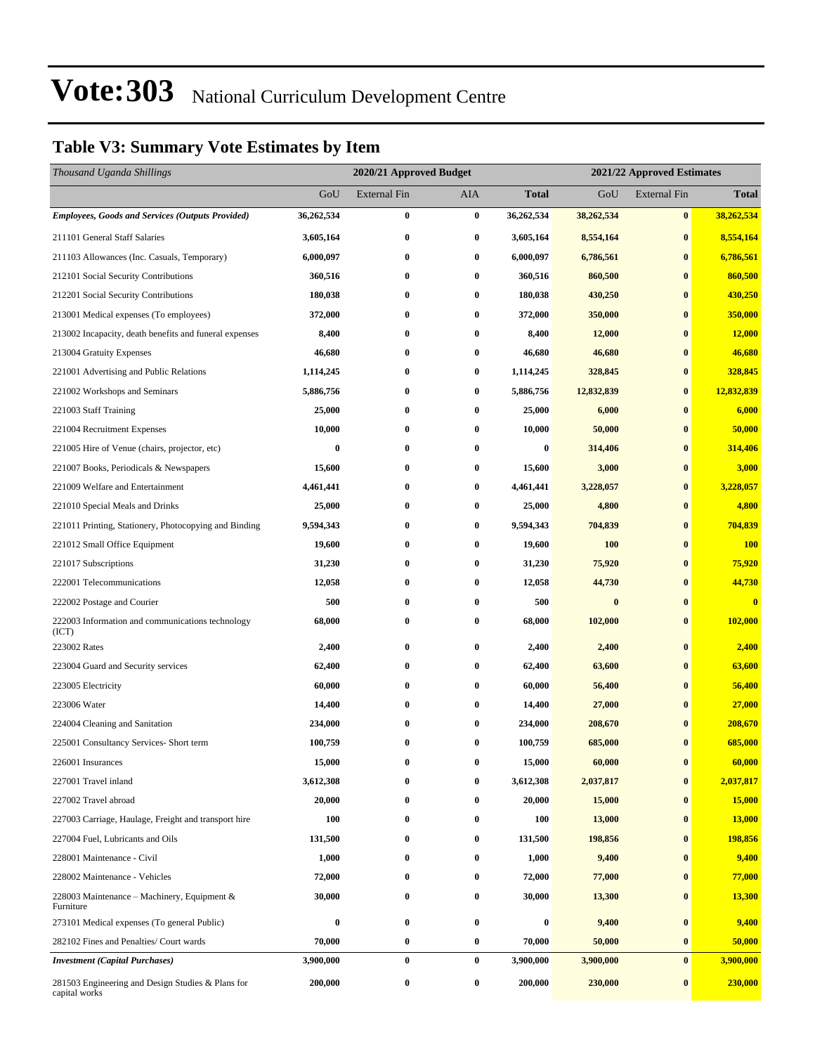# Vote:303 National Curriculum Development Centre

## Table V3: Summary Vote Estimates by Item

| *Thousand Uganda Shillings* | 2020/21 Approved Budget | | | | 2021/22 Approved Estimates | | |
|---|---|---|---|---|---|---|---|
| | GoU | External Fin | AIA | **Total** | GoU | External Fin | **Total** |
| ***Employees, Goods and Services (Outputs Provided)*** | **36,262,534** | **0** | **0** | **36,262,534** | **38,262,534** | **0** | **38,262,534** |
| 211101 General Staff Salaries | **3,605,164** | **0** | **0** | **3,605,164** | **8,554,164** | **0** | **8,554,164** |
| 211103 Allowances (Inc. Casuals, Temporary) | **6,000,097** | **0** | **0** | **6,000,097** | **6,786,561** | **0** | **6,786,561** |
| 212101 Social Security Contributions | **360,516** | **0** | **0** | **360,516** | **860,500** | **0** | **860,500** |
| 212201 Social Security Contributions | **180,038** | **0** | **0** | **180,038** | **430,250** | **0** | **430,250** |
| 213001 Medical expenses (To employees) | **372,000** | **0** | **0** | **372,000** | **350,000** | **0** | **350,000** |
| 213002 Incapacity, death benefits and funeral expenses | **8,400** | **0** | **0** | **8,400** | **12,000** | **0** | **12,000** |
| 213004 Gratuity Expenses | **46,680** | **0** | **0** | **46,680** | **46,680** | **0** | **46,680** |
| 221001 Advertising and Public Relations | **1,114,245** | **0** | **0** | **1,114,245** | **328,845** | **0** | **328,845** |
| 221002 Workshops and Seminars | **5,886,756** | **0** | **0** | **5,886,756** | **12,832,839** | **0** | **12,832,839** |
| 221003 Staff Training | **25,000** | **0** | **0** | **25,000** | **6,000** | **0** | **6,000** |
| 221004 Recruitment Expenses | **10,000** | **0** | **0** | **10,000** | **50,000** | **0** | **50,000** |
| 221005 Hire of Venue (chairs, projector, etc) | **0** | **0** | **0** | **0** | **314,406** | **0** | **314,406** |
| 221007 Books, Periodicals & Newspapers | **15,600** | **0** | **0** | **15,600** | **3,000** | **0** | **3,000** |
| 221009 Welfare and Entertainment | **4,461,441** | **0** | **0** | **4,461,441** | **3,228,057** | **0** | **3,228,057** |
| 221010 Special Meals and Drinks | **25,000** | **0** | **0** | **25,000** | **4,800** | **0** | **4,800** |
| 221011 Printing, Stationery, Photocopying and Binding | **9,594,343** | **0** | **0** | **9,594,343** | **704,839** | **0** | **704,839** |
| 221012 Small Office Equipment | **19,600** | **0** | **0** | **19,600** | **100** | **0** | **100** |
| 221017 Subscriptions | **31,230** | **0** | **0** | **31,230** | **75,920** | **0** | **75,920** |
| 222001 Telecommunications | **12,058** | **0** | **0** | **12,058** | **44,730** | **0** | **44,730** |
| 222002 Postage and Courier | **500** | **0** | **0** | **500** | **0** | **0** | **0** |
| 222003 Information and communications technology (ICT) | **68,000** | **0** | **0** | **68,000** | **102,000** | **0** | **102,000** |
| 223002 Rates | **2,400** | **0** | **0** | **2,400** | **2,400** | **0** | **2,400** |
| 223004 Guard and Security services | **62,400** | **0** | **0** | **62,400** | **63,600** | **0** | **63,600** |
| 223005 Electricity | **60,000** | **0** | **0** | **60,000** | **56,400** | **0** | **56,400** |
| 223006 Water | **14,400** | **0** | **0** | **14,400** | **27,000** | **0** | **27,000** |
| 224004 Cleaning and Sanitation | **234,000** | **0** | **0** | **234,000** | **208,670** | **0** | **208,670** |
| 225001 Consultancy Services- Short term | **100,759** | **0** | **0** | **100,759** | **685,000** | **0** | **685,000** |
| 226001 Insurances | **15,000** | **0** | **0** | **15,000** | **60,000** | **0** | **60,000** |
| 227001 Travel inland | **3,612,308** | **0** | **0** | **3,612,308** | **2,037,817** | **0** | **2,037,817** |
| 227002 Travel abroad | **20,000** | **0** | **0** | **20,000** | **15,000** | **0** | **15,000** |
| 227003 Carriage, Haulage, Freight and transport hire | **100** | **0** | **0** | **100** | **13,000** | **0** | **13,000** |
| 227004 Fuel, Lubricants and Oils | **131,500** | **0** | **0** | **131,500** | **198,856** | **0** | **198,856** |
| 228001 Maintenance - Civil | **1,000** | **0** | **0** | **1,000** | **9,400** | **0** | **9,400** |
| 228002 Maintenance - Vehicles | **72,000** | **0** | **0** | **72,000** | **77,000** | **0** | **77,000** |
| 228003 Maintenance – Machinery, Equipment & Furniture | **30,000** | **0** | **0** | **30,000** | **13,300** | **0** | **13,300** |
| 273101 Medical expenses (To general Public) | **0** | **0** | **0** | **0** | **9,400** | **0** | **9,400** |
| 282102 Fines and Penalties/ Court wards | **70,000** | **0** | **0** | **70,000** | **50,000** | **0** | **50,000** |
| ***Investment (Capital Purchases)*** | **3,900,000** | **0** | **0** | **3,900,000** | **3,900,000** | **0** | **3,900,000** |
| 281503 Engineering and Design Studies & Plans for capital works | **200,000** | **0** | **0** | **200,000** | **230,000** | **0** | **230,000** |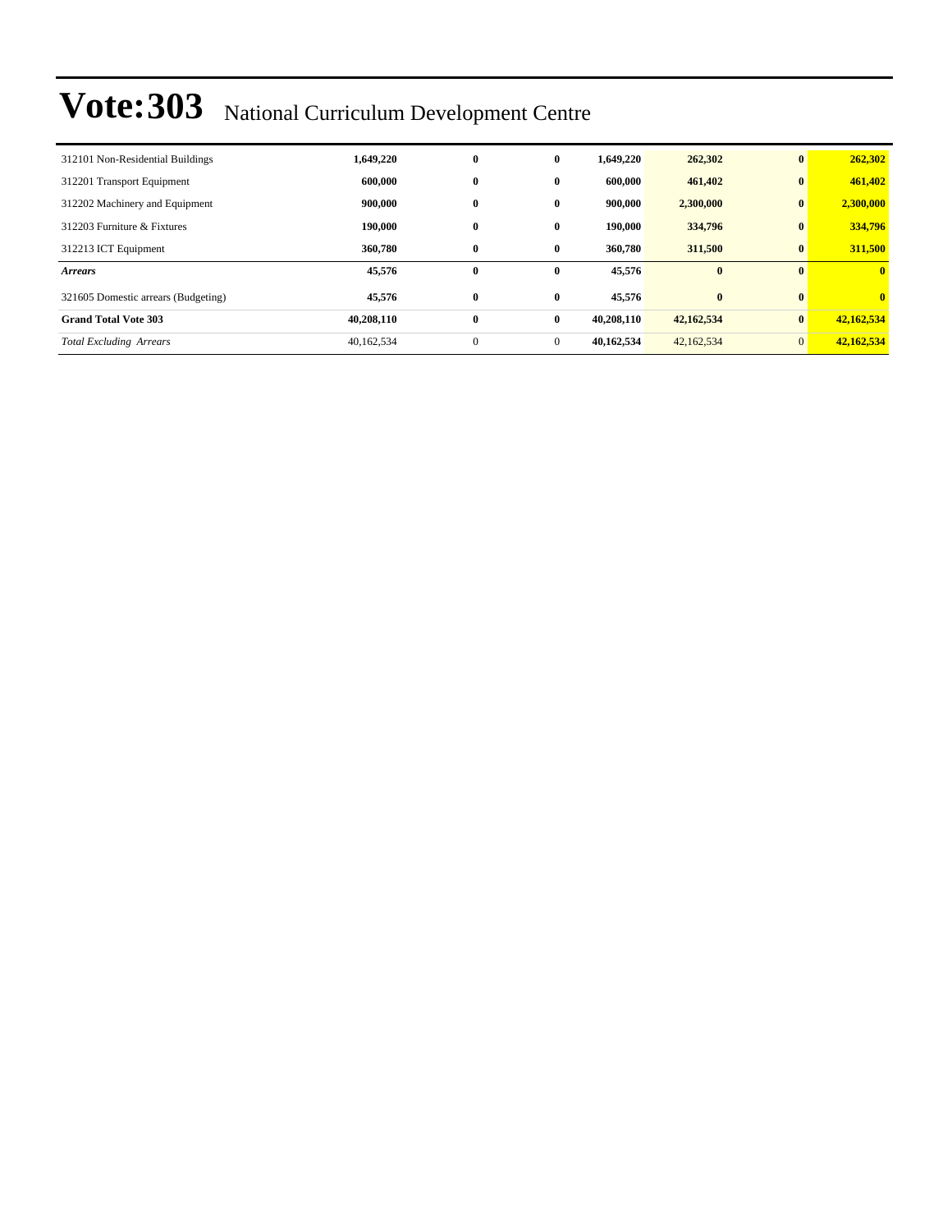# Vote:303 National Curriculum Development Centre

| | | | | | | | |
|---|---|---|---|---|---|---|---|
| 312101 Non-Residential Buildings | **1,649,220** | **0** | **0** | **1,649,220** | **262,302** | **0** | **262,302** |
| 312201 Transport Equipment | **600,000** | **0** | **0** | **600,000** | **461,402** | **0** | **461,402** |
| 312202 Machinery and Equipment | **900,000** | **0** | **0** | **900,000** | **2,300,000** | **0** | **2,300,000** |
| 312203 Furniture & Fixtures | **190,000** | **0** | **0** | **190,000** | **334,796** | **0** | **334,796** |
| 312213 ICT Equipment | **360,780** | **0** | **0** | **360,780** | **311,500** | **0** | **311,500** |
| ***Arrears*** | **45,576** | **0** | **0** | **45,576** | **0** | **0** | **0** |
| 321605 Domestic arrears (Budgeting) | **45,576** | **0** | **0** | **45,576** | **0** | **0** | **0** |
| **Grand Total Vote 303** | **40,208,110** | **0** | **0** | **40,208,110** | **42,162,534** | **0** | **42,162,534** |
| *Total Excluding Arrears* | 40,162,534 | 0 | 0 | **40,162,534** | 42,162,534 | 0 | **42,162,534** |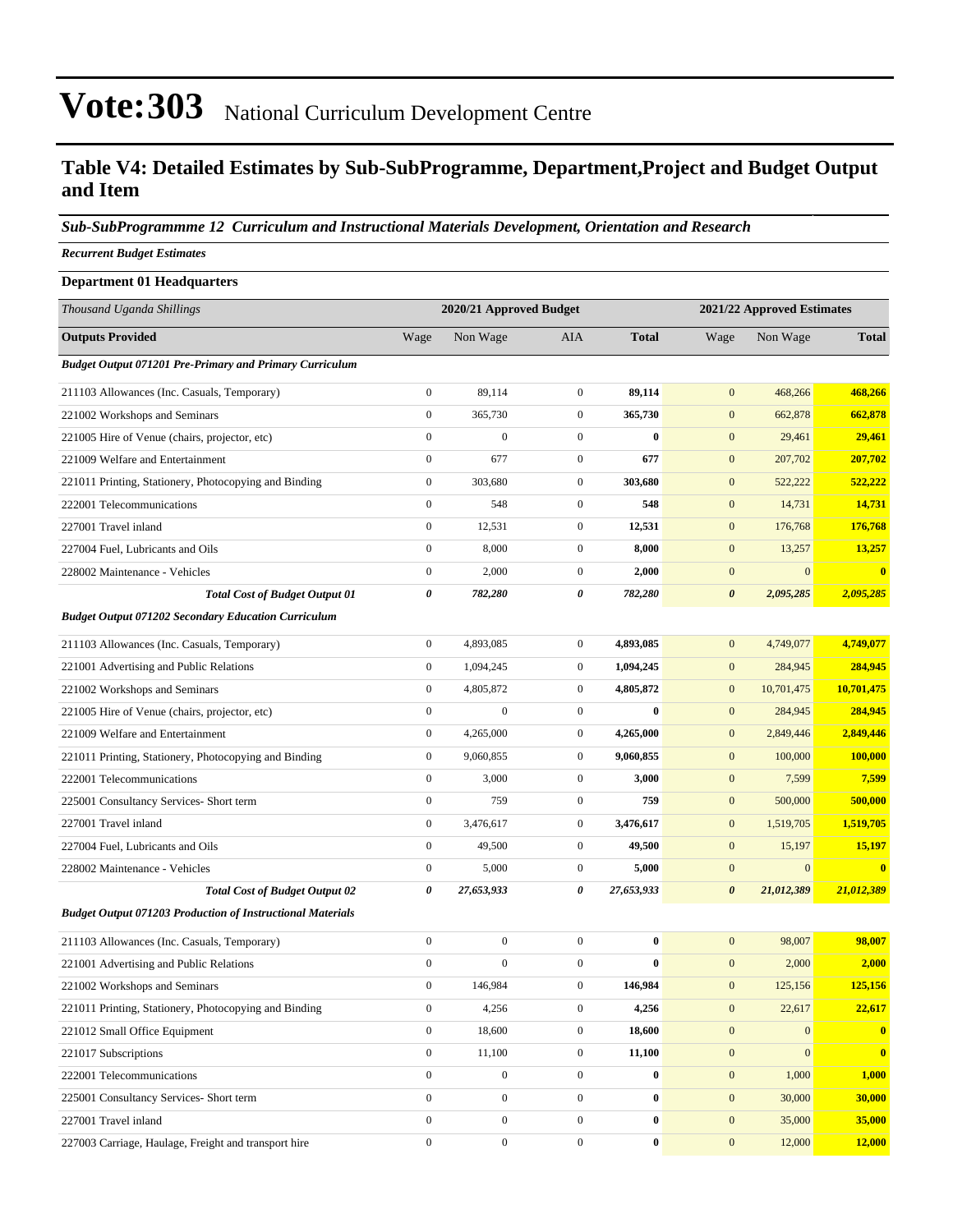# Vote:303 National Curriculum Development Centre

## Table V4: Detailed Estimates by Sub-SubProgramme, Department,Project and Budget Output and Item

***Sub-SubProgrammme 12 Curriculum and Instructional Materials Development, Orientation and Research***

***Recurrent Budget Estimates***

**Department 01 Headquarters**

| *Thousand Uganda Shillings* | 2020/21 Approved Budget | | | | 2021/22 Approved Estimates | | |
|---|---|---|---|---|---|---|---|
| **Outputs Provided** | Wage | Non Wage | AIA | **Total** | Wage | Non Wage | **Total** |
| ***Budget Output 071201 Pre-Primary and Primary Curriculum*** | | | | | | | |
| 211103 Allowances (Inc. Casuals, Temporary) | 0 | 89,114 | 0 | **89,114** | 0 | 468,266 | **468,266** |
| 221002 Workshops and Seminars | 0 | 365,730 | 0 | **365,730** | 0 | 662,878 | **662,878** |
| 221005 Hire of Venue (chairs, projector, etc) | 0 | 0 | 0 | **0** | 0 | 29,461 | **29,461** |
| 221009 Welfare and Entertainment | 0 | 677 | 0 | **677** | 0 | 207,702 | **207,702** |
| 221011 Printing, Stationery, Photocopying and Binding | 0 | 303,680 | 0 | **303,680** | 0 | 522,222 | **522,222** |
| 222001 Telecommunications | 0 | 548 | 0 | **548** | 0 | 14,731 | **14,731** |
| 227001 Travel inland | 0 | 12,531 | 0 | **12,531** | 0 | 176,768 | **176,768** |
| 227004 Fuel, Lubricants and Oils | 0 | 8,000 | 0 | **8,000** | 0 | 13,257 | **13,257** |
| 228002 Maintenance - Vehicles | 0 | 2,000 | 0 | **2,000** | 0 | 0 | **0** |
| ***Total Cost of Budget Output 01*** | ***0*** | ***782,280*** | ***0*** | ***782,280*** | ***0*** | ***2,095,285*** | ***2,095,285*** |
| ***Budget Output 071202 Secondary Education Curriculum*** | | | | | | | |
| 211103 Allowances (Inc. Casuals, Temporary) | 0 | 4,893,085 | 0 | **4,893,085** | 0 | 4,749,077 | **4,749,077** |
| 221001 Advertising and Public Relations | 0 | 1,094,245 | 0 | **1,094,245** | 0 | 284,945 | **284,945** |
| 221002 Workshops and Seminars | 0 | 4,805,872 | 0 | **4,805,872** | 0 | 10,701,475 | **10,701,475** |
| 221005 Hire of Venue (chairs, projector, etc) | 0 | 0 | 0 | **0** | 0 | 284,945 | **284,945** |
| 221009 Welfare and Entertainment | 0 | 4,265,000 | 0 | **4,265,000** | 0 | 2,849,446 | **2,849,446** |
| 221011 Printing, Stationery, Photocopying and Binding | 0 | 9,060,855 | 0 | **9,060,855** | 0 | 100,000 | **100,000** |
| 222001 Telecommunications | 0 | 3,000 | 0 | **3,000** | 0 | 7,599 | **7,599** |
| 225001 Consultancy Services- Short term | 0 | 759 | 0 | **759** | 0 | 500,000 | **500,000** |
| 227001 Travel inland | 0 | 3,476,617 | 0 | **3,476,617** | 0 | 1,519,705 | **1,519,705** |
| 227004 Fuel, Lubricants and Oils | 0 | 49,500 | 0 | **49,500** | 0 | 15,197 | **15,197** |
| 228002 Maintenance - Vehicles | 0 | 5,000 | 0 | **5,000** | 0 | 0 | **0** |
| ***Total Cost of Budget Output 02*** | ***0*** | ***27,653,933*** | ***0*** | ***27,653,933*** | ***0*** | ***21,012,389*** | ***21,012,389*** |
| ***Budget Output 071203 Production of Instructional Materials*** | | | | | | | |
| 211103 Allowances (Inc. Casuals, Temporary) | 0 | 0 | 0 | **0** | 0 | 98,007 | **98,007** |
| 221001 Advertising and Public Relations | 0 | 0 | 0 | **0** | 0 | 2,000 | **2,000** |
| 221002 Workshops and Seminars | 0 | 146,984 | 0 | **146,984** | 0 | 125,156 | **125,156** |
| 221011 Printing, Stationery, Photocopying and Binding | 0 | 4,256 | 0 | **4,256** | 0 | 22,617 | **22,617** |
| 221012 Small Office Equipment | 0 | 18,600 | 0 | **18,600** | 0 | 0 | **0** |
| 221017 Subscriptions | 0 | 11,100 | 0 | **11,100** | 0 | 0 | **0** |
| 222001 Telecommunications | 0 | 0 | 0 | **0** | 0 | 1,000 | **1,000** |
| 225001 Consultancy Services- Short term | 0 | 0 | 0 | **0** | 0 | 30,000 | **30,000** |
| 227001 Travel inland | 0 | 0 | 0 | **0** | 0 | 35,000 | **35,000** |
| 227003 Carriage, Haulage, Freight and transport hire | 0 | 0 | 0 | **0** | 0 | 12,000 | **12,000** |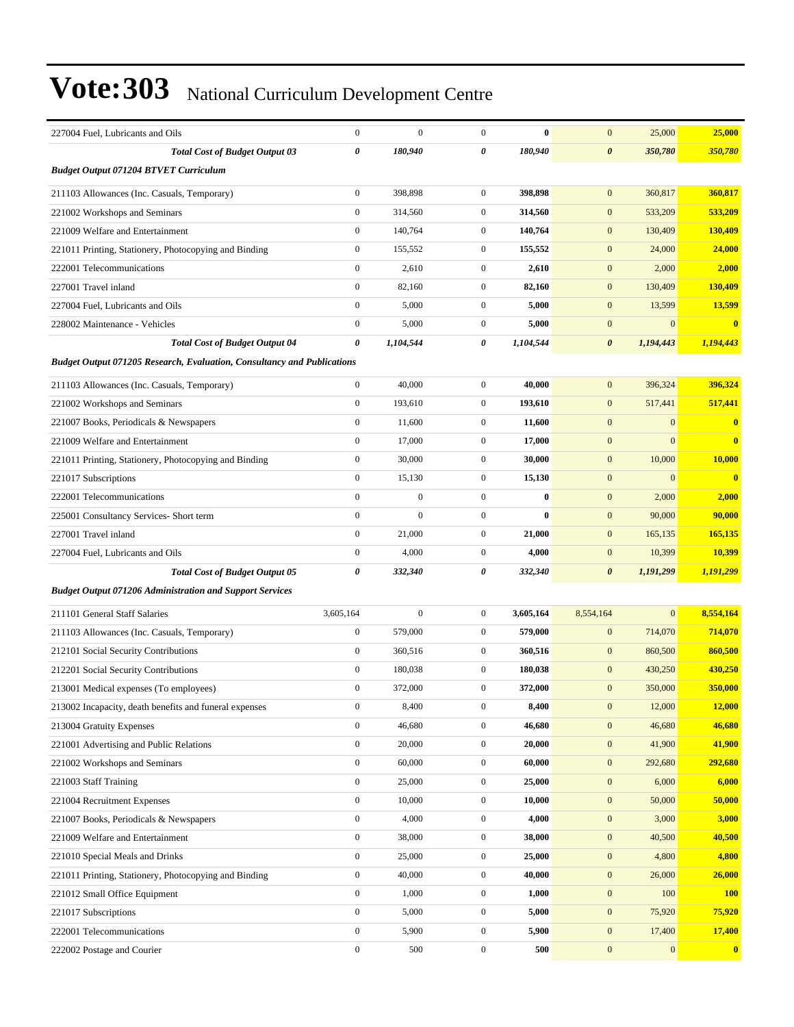# Vote:303 National Curriculum Development Centre

| | | | | | | | |
|---|---|---|---|---|---|---|---|
| 227004 Fuel, Lubricants and Oils | 0 | 0 | 0 | **0** | 0 | 25,000 | **25,000** |
| ***Total Cost of Budget Output 03*** | ***0*** | ***180,940*** | ***0*** | ***180,940*** | ***0*** | ***350,780*** | ***350,780*** |
| ***Budget Output 071204 BTVET Curriculum*** | | | | | | | |
| 211103 Allowances (Inc. Casuals, Temporary) | 0 | 398,898 | 0 | **398,898** | 0 | 360,817 | **360,817** |
| 221002 Workshops and Seminars | 0 | 314,560 | 0 | **314,560** | 0 | 533,209 | **533,209** |
| 221009 Welfare and Entertainment | 0 | 140,764 | 0 | **140,764** | 0 | 130,409 | **130,409** |
| 221011 Printing, Stationery, Photocopying and Binding | 0 | 155,552 | 0 | **155,552** | 0 | 24,000 | **24,000** |
| 222001 Telecommunications | 0 | 2,610 | 0 | **2,610** | 0 | 2,000 | **2,000** |
| 227001 Travel inland | 0 | 82,160 | 0 | **82,160** | 0 | 130,409 | **130,409** |
| 227004 Fuel, Lubricants and Oils | 0 | 5,000 | 0 | **5,000** | 0 | 13,599 | **13,599** |
| 228002 Maintenance - Vehicles | 0 | 5,000 | 0 | **5,000** | 0 | 0 | **0** |
| ***Total Cost of Budget Output 04*** | ***0*** | ***1,104,544*** | ***0*** | ***1,104,544*** | ***0*** | ***1,194,443*** | ***1,194,443*** |
| ***Budget Output 071205 Research, Evaluation, Consultancy and Publications*** | | | | | | | |
| 211103 Allowances (Inc. Casuals, Temporary) | 0 | 40,000 | 0 | **40,000** | 0 | 396,324 | **396,324** |
| 221002 Workshops and Seminars | 0 | 193,610 | 0 | **193,610** | 0 | 517,441 | **517,441** |
| 221007 Books, Periodicals & Newspapers | 0 | 11,600 | 0 | **11,600** | 0 | 0 | **0** |
| 221009 Welfare and Entertainment | 0 | 17,000 | 0 | **17,000** | 0 | 0 | **0** |
| 221011 Printing, Stationery, Photocopying and Binding | 0 | 30,000 | 0 | **30,000** | 0 | 10,000 | **10,000** |
| 221017 Subscriptions | 0 | 15,130 | 0 | **15,130** | 0 | 0 | **0** |
| 222001 Telecommunications | 0 | 0 | 0 | **0** | 0 | 2,000 | **2,000** |
| 225001 Consultancy Services- Short term | 0 | 0 | 0 | **0** | 0 | 90,000 | **90,000** |
| 227001 Travel inland | 0 | 21,000 | 0 | **21,000** | 0 | 165,135 | **165,135** |
| 227004 Fuel, Lubricants and Oils | 0 | 4,000 | 0 | **4,000** | 0 | 10,399 | **10,399** |
| ***Total Cost of Budget Output 05*** | ***0*** | ***332,340*** | ***0*** | ***332,340*** | ***0*** | ***1,191,299*** | ***1,191,299*** |
| ***Budget Output 071206 Administration and Support Services*** | | | | | | | |
| 211101 General Staff Salaries | 3,605,164 | 0 | 0 | **3,605,164** | 8,554,164 | 0 | **8,554,164** |
| 211103 Allowances (Inc. Casuals, Temporary) | 0 | 579,000 | 0 | **579,000** | 0 | 714,070 | **714,070** |
| 212101 Social Security Contributions | 0 | 360,516 | 0 | **360,516** | 0 | 860,500 | **860,500** |
| 212201 Social Security Contributions | 0 | 180,038 | 0 | **180,038** | 0 | 430,250 | **430,250** |
| 213001 Medical expenses (To employees) | 0 | 372,000 | 0 | **372,000** | 0 | 350,000 | **350,000** |
| 213002 Incapacity, death benefits and funeral expenses | 0 | 8,400 | 0 | **8,400** | 0 | 12,000 | **12,000** |
| 213004 Gratuity Expenses | 0 | 46,680 | 0 | **46,680** | 0 | 46,680 | **46,680** |
| 221001 Advertising and Public Relations | 0 | 20,000 | 0 | **20,000** | 0 | 41,900 | **41,900** |
| 221002 Workshops and Seminars | 0 | 60,000 | 0 | **60,000** | 0 | 292,680 | **292,680** |
| 221003 Staff Training | 0 | 25,000 | 0 | **25,000** | 0 | 6,000 | **6,000** |
| 221004 Recruitment Expenses | 0 | 10,000 | 0 | **10,000** | 0 | 50,000 | **50,000** |
| 221007 Books, Periodicals & Newspapers | 0 | 4,000 | 0 | **4,000** | 0 | 3,000 | **3,000** |
| 221009 Welfare and Entertainment | 0 | 38,000 | 0 | **38,000** | 0 | 40,500 | **40,500** |
| 221010 Special Meals and Drinks | 0 | 25,000 | 0 | **25,000** | 0 | 4,800 | **4,800** |
| 221011 Printing, Stationery, Photocopying and Binding | 0 | 40,000 | 0 | **40,000** | 0 | 26,000 | **26,000** |
| 221012 Small Office Equipment | 0 | 1,000 | 0 | **1,000** | 0 | 100 | **100** |
| 221017 Subscriptions | 0 | 5,000 | 0 | **5,000** | 0 | 75,920 | **75,920** |
| 222001 Telecommunications | 0 | 5,900 | 0 | **5,900** | 0 | 17,400 | **17,400** |
| 222002 Postage and Courier | 0 | 500 | 0 | **500** | 0 | 0 | **0** |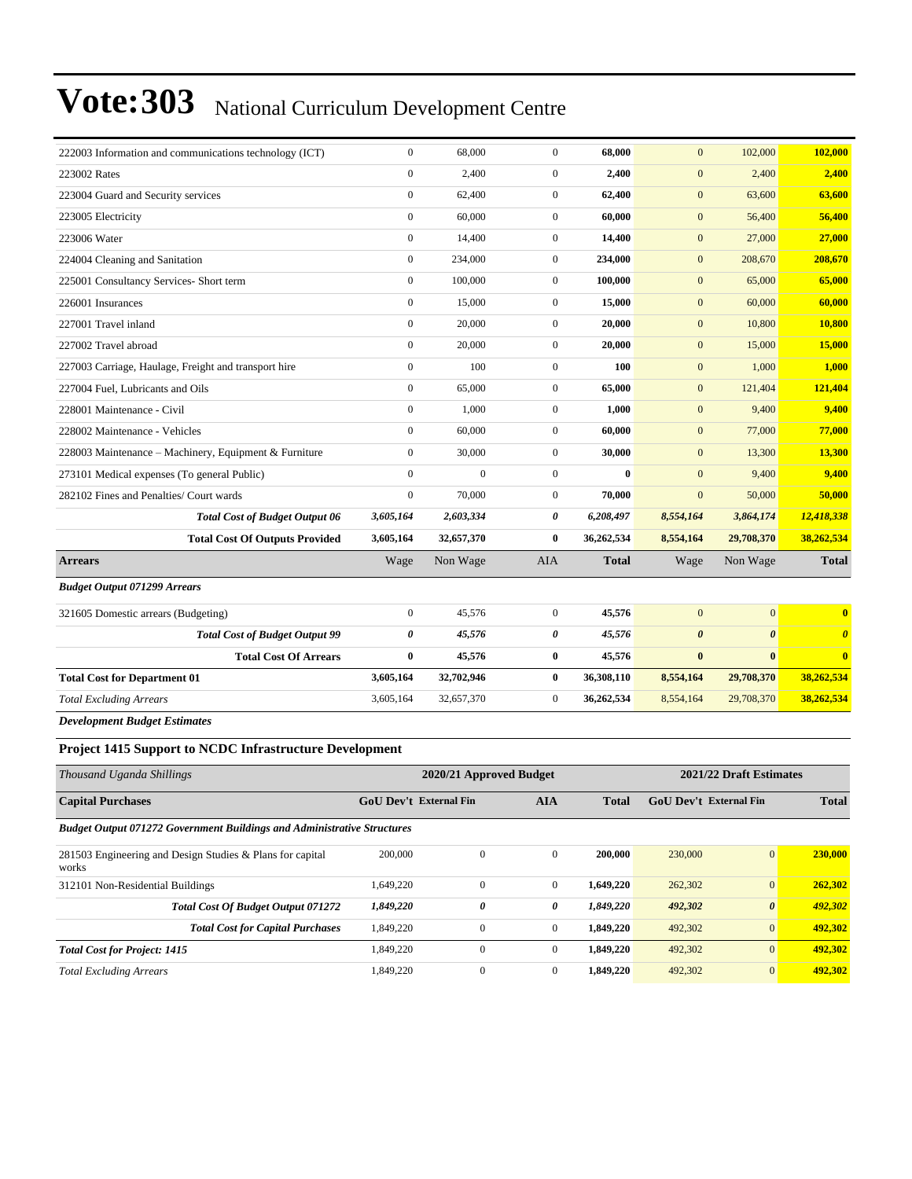# Vote:303 National Curriculum Development Centre

| | | | | | | | |
|---|---|---|---|---|---|---|---|
| 222003 Information and communications technology (ICT) | 0 | 68,000 | 0 | **68,000** | 0 | 102,000 | **102,000** |
| 223002 Rates | 0 | 2,400 | 0 | **2,400** | 0 | 2,400 | **2,400** |
| 223004 Guard and Security services | 0 | 62,400 | 0 | **62,400** | 0 | 63,600 | **63,600** |
| 223005 Electricity | 0 | 60,000 | 0 | **60,000** | 0 | 56,400 | **56,400** |
| 223006 Water | 0 | 14,400 | 0 | **14,400** | 0 | 27,000 | **27,000** |
| 224004 Cleaning and Sanitation | 0 | 234,000 | 0 | **234,000** | 0 | 208,670 | **208,670** |
| 225001 Consultancy Services- Short term | 0 | 100,000 | 0 | **100,000** | 0 | 65,000 | **65,000** |
| 226001 Insurances | 0 | 15,000 | 0 | **15,000** | 0 | 60,000 | **60,000** |
| 227001 Travel inland | 0 | 20,000 | 0 | **20,000** | 0 | 10,800 | **10,800** |
| 227002 Travel abroad | 0 | 20,000 | 0 | **20,000** | 0 | 15,000 | **15,000** |
| 227003 Carriage, Haulage, Freight and transport hire | 0 | 100 | 0 | **100** | 0 | 1,000 | **1,000** |
| 227004 Fuel, Lubricants and Oils | 0 | 65,000 | 0 | **65,000** | 0 | 121,404 | **121,404** |
| 228001 Maintenance - Civil | 0 | 1,000 | 0 | **1,000** | 0 | 9,400 | **9,400** |
| 228002 Maintenance - Vehicles | 0 | 60,000 | 0 | **60,000** | 0 | 77,000 | **77,000** |
| 228003 Maintenance – Machinery, Equipment & Furniture | 0 | 30,000 | 0 | **30,000** | 0 | 13,300 | **13,300** |
| 273101 Medical expenses (To general Public) | 0 | 0 | 0 | **0** | 0 | 9,400 | **9,400** |
| 282102 Fines and Penalties/ Court wards | 0 | 70,000 | 0 | **70,000** | 0 | 50,000 | **50,000** |
| ***Total Cost of Budget Output 06*** | ***3,605,164*** | ***2,603,334*** | ***0*** | ***6,208,497*** | ***8,554,164*** | ***3,864,174*** | ***12,418,338*** |
| **Total Cost Of Outputs Provided** | **3,605,164** | **32,657,370** | **0** | **36,262,534** | **8,554,164** | **29,708,370** | **38,262,534** |
| **Arrears** | Wage | Non Wage | AIA | **Total** | Wage | Non Wage | **Total** |
| ***Budget Output 071299 Arrears*** | | | | | | | |
| 321605 Domestic arrears (Budgeting) | 0 | 45,576 | 0 | **45,576** | 0 | 0 | **0** |
| ***Total Cost of Budget Output 99*** | ***0*** | ***45,576*** | ***0*** | ***45,576*** | ***0*** | ***0*** | ***0*** |
| **Total Cost Of Arrears** | **0** | **45,576** | **0** | **45,576** | **0** | **0** | **0** |
| **Total Cost for Department 01** | **3,605,164** | **32,702,946** | **0** | **36,308,110** | **8,554,164** | **29,708,370** | **38,262,534** |
| *Total Excluding Arrears* | 3,605,164 | 32,657,370 | 0 | **36,262,534** | 8,554,164 | 29,708,370 | **38,262,534** |

***Development Budget Estimates***

### Project 1415 Support to NCDC Infrastructure Development

| *Thousand Uganda Shillings* | 2020/21 Approved Budget | | | | 2021/22 Draft Estimates | | |
|---|---|---|---|---|---|---|---|
| **Capital Purchases** | **GoU Dev't** | **External Fin** | **AIA** | **Total** | **GoU Dev't** | **External Fin** | **Total** |
| ***Budget Output 071272 Government Buildings and Administrative Structures*** | | | | | | | |
| 281503 Engineering and Design Studies & Plans for capital works | 200,000 | 0 | 0 | **200,000** | 230,000 | 0 | **230,000** |
| 312101 Non-Residential Buildings | 1,649,220 | 0 | 0 | **1,649,220** | 262,302 | 0 | **262,302** |
| ***Total Cost Of Budget Output 071272*** | ***1,849,220*** | ***0*** | ***0*** | ***1,849,220*** | ***492,302*** | ***0*** | ***492,302*** |
| **Total Cost for Capital Purchases** | 1,849,220 | 0 | 0 | **1,849,220** | 492,302 | 0 | **492,302** |
| ***Total Cost for Project: 1415*** | 1,849,220 | 0 | 0 | **1,849,220** | 492,302 | 0 | **492,302** |
| *Total Excluding Arrears* | 1,849,220 | 0 | 0 | **1,849,220** | 492,302 | 0 | **492,302** |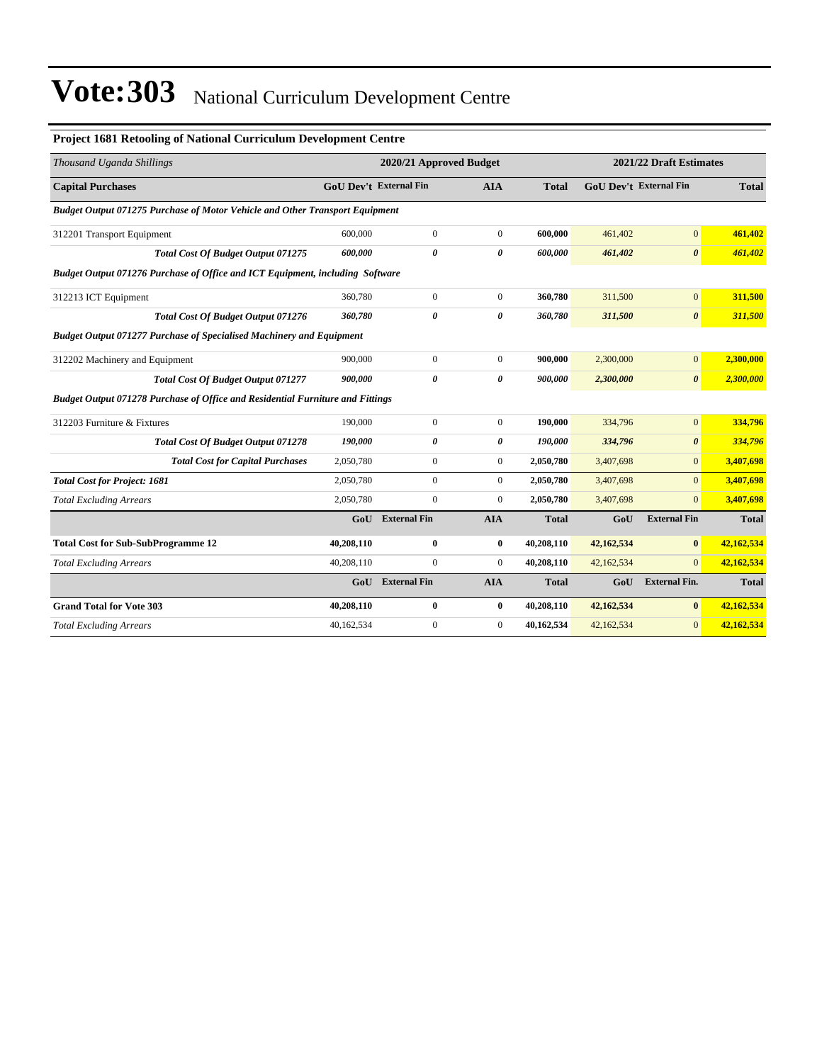# Vote:303 National Curriculum Development Centre

**Project 1681 Retooling of National Curriculum Development Centre**

| *Thousand Uganda Shillings* | 2020/21 Approved Budget | | | | 2021/22 Draft Estimates | | |
|---|---|---|---|---|---|---|---|
| **Capital Purchases** | **GoU Dev't** | **External Fin** | **AIA** | **Total** | **GoU Dev't** | **External Fin** | **Total** |
| ***Budget Output 071275 Purchase of Motor Vehicle and Other Transport Equipment*** | | | | | | | |
| 312201 Transport Equipment | 600,000 | 0 | 0 | **600,000** | 461,402 | 0 | **461,402** |
| ***Total Cost Of Budget Output 071275*** | ***600,000*** | ***0*** | ***0*** | ***600,000*** | ***461,402*** | ***0*** | ***461,402*** |
| ***Budget Output 071276 Purchase of Office and ICT Equipment, including Software*** | | | | | | | |
| 312213 ICT Equipment | 360,780 | 0 | 0 | **360,780** | 311,500 | 0 | **311,500** |
| ***Total Cost Of Budget Output 071276*** | ***360,780*** | ***0*** | ***0*** | ***360,780*** | ***311,500*** | ***0*** | ***311,500*** |
| ***Budget Output 071277 Purchase of Specialised Machinery and Equipment*** | | | | | | | |
| 312202 Machinery and Equipment | 900,000 | 0 | 0 | **900,000** | 2,300,000 | 0 | **2,300,000** |
| ***Total Cost Of Budget Output 071277*** | ***900,000*** | ***0*** | ***0*** | ***900,000*** | ***2,300,000*** | ***0*** | ***2,300,000*** |
| ***Budget Output 071278 Purchase of Office and Residential Furniture and Fittings*** | | | | | | | |
| 312203 Furniture & Fixtures | 190,000 | 0 | 0 | **190,000** | 334,796 | 0 | **334,796** |
| ***Total Cost Of Budget Output 071278*** | ***190,000*** | ***0*** | ***0*** | ***190,000*** | ***334,796*** | ***0*** | ***334,796*** |
| ***Total Cost for Capital Purchases*** | 2,050,780 | 0 | 0 | **2,050,780** | 3,407,698 | 0 | **3,407,698** |
| ***Total Cost for Project: 1681*** | 2,050,780 | 0 | 0 | **2,050,780** | 3,407,698 | 0 | **3,407,698** |
| *Total Excluding Arrears* | 2,050,780 | 0 | 0 | **2,050,780** | 3,407,698 | 0 | **3,407,698** |
| | **GoU** | **External Fin** | **AIA** | **Total** | **GoU** | **External Fin** | **Total** |
| **Total Cost for Sub-SubProgramme 12** | **40,208,110** | **0** | **0** | **40,208,110** | **42,162,534** | **0** | **42,162,534** |
| *Total Excluding Arrears* | 40,208,110 | 0 | 0 | **40,208,110** | 42,162,534 | 0 | **42,162,534** |
| | **GoU** | **External Fin** | **AIA** | **Total** | **GoU** | **External Fin.** | **Total** |
| **Grand Total for Vote 303** | **40,208,110** | **0** | **0** | **40,208,110** | **42,162,534** | **0** | **42,162,534** |
| *Total Excluding Arrears* | 40,162,534 | 0 | 0 | **40,162,534** | 42,162,534 | 0 | **42,162,534** |